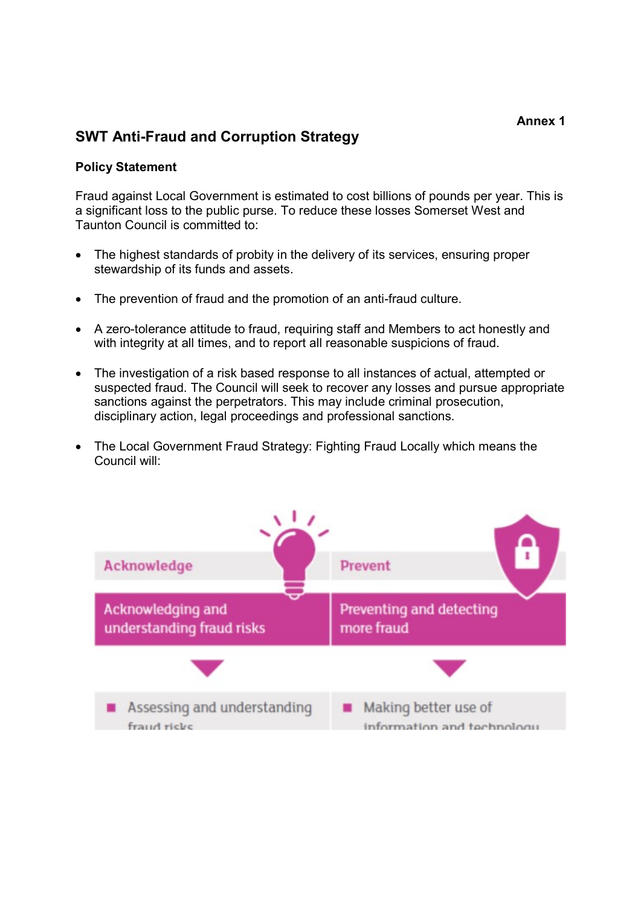**Annex 1**

# SWT Anti-Fraud and Corruption Strategy

## Policy Statement

Fraud against Local Government is estimated to cost billions of pounds per year. This is a significant loss to the public purse. To reduce these losses Somerset West and Taunton Council is committed to:

- The highest standards of probity in the delivery of its services, ensuring proper stewardship of its funds and assets.
- The prevention of fraud and the promotion of an anti-fraud culture.
- A zero-tolerance attitude to fraud, requiring staff and Members to act honestly and with integrity at all times, and to report all reasonable suspicions of fraud.
- The investigation of a risk based response to all instances of actual, attempted or suspected fraud. The Council will seek to recover any losses and pursue appropriate sanctions against the perpetrators. This may include criminal prosecution, disciplinary action, legal proceedings and professional sanctions.
- The Local Government Fraud Strategy: Fighting Fraud Locally which means the Council will:

| Acknowledge | Prevent |
| --- | --- |
| Acknowledging and understanding fraud risks | Preventing and detecting more fraud |
| Assessing and understanding fraud risks | Making better use of information and technology |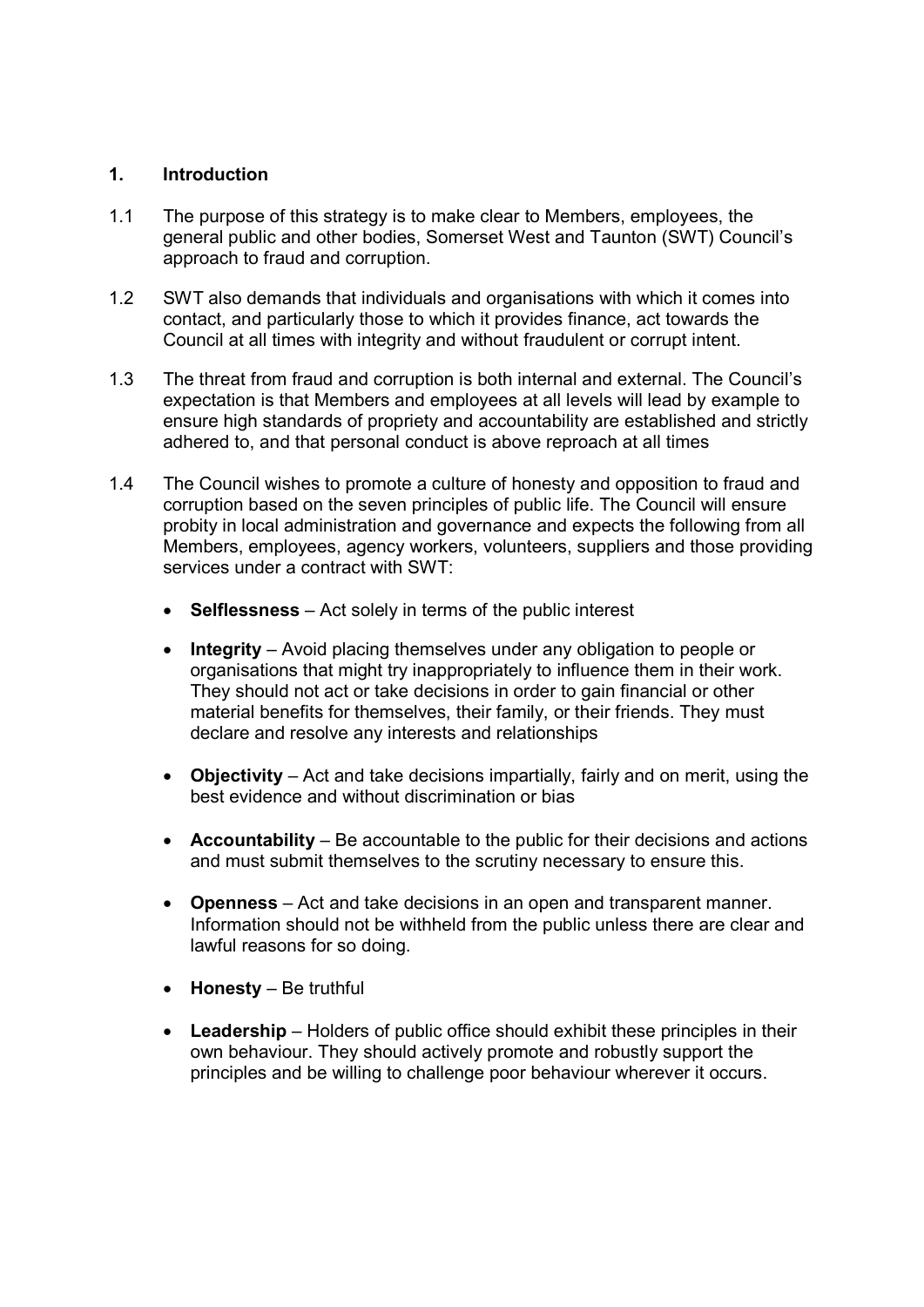## 1. Introduction

1.1 The purpose of this strategy is to make clear to Members, employees, the general public and other bodies, Somerset West and Taunton (SWT) Council's approach to fraud and corruption.

1.2 SWT also demands that individuals and organisations with which it comes into contact, and particularly those to which it provides finance, act towards the Council at all times with integrity and without fraudulent or corrupt intent.

1.3 The threat from fraud and corruption is both internal and external. The Council's expectation is that Members and employees at all levels will lead by example to ensure high standards of propriety and accountability are established and strictly adhered to, and that personal conduct is above reproach at all times

1.4 The Council wishes to promote a culture of honesty and opposition to fraud and corruption based on the seven principles of public life. The Council will ensure probity in local administration and governance and expects the following from all Members, employees, agency workers, volunteers, suppliers and those providing services under a contract with SWT:

- **Selflessness** – Act solely in terms of the public interest
- **Integrity** – Avoid placing themselves under any obligation to people or organisations that might try inappropriately to influence them in their work. They should not act or take decisions in order to gain financial or other material benefits for themselves, their family, or their friends. They must declare and resolve any interests and relationships
- **Objectivity** – Act and take decisions impartially, fairly and on merit, using the best evidence and without discrimination or bias
- **Accountability** – Be accountable to the public for their decisions and actions and must submit themselves to the scrutiny necessary to ensure this.
- **Openness** – Act and take decisions in an open and transparent manner. Information should not be withheld from the public unless there are clear and lawful reasons for so doing.
- **Honesty** – Be truthful
- **Leadership** – Holders of public office should exhibit these principles in their own behaviour. They should actively promote and robustly support the principles and be willing to challenge poor behaviour wherever it occurs.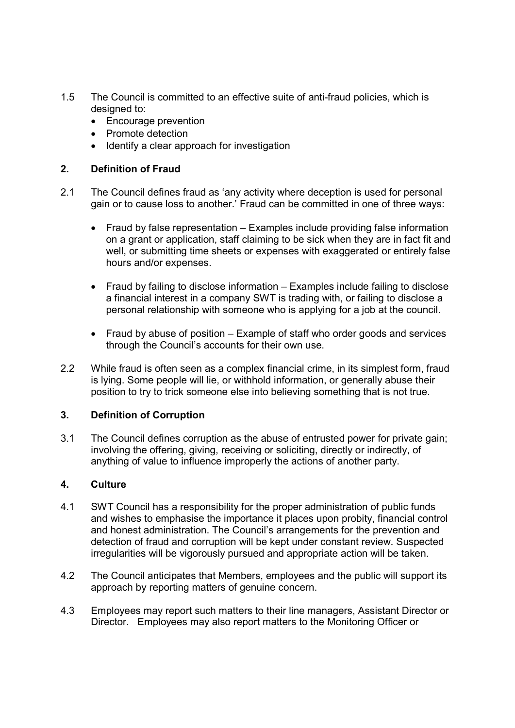1.5 The Council is committed to an effective suite of anti-fraud policies, which is designed to:

- Encourage prevention
- Promote detection
- Identify a clear approach for investigation

## 2. Definition of Fraud

2.1 The Council defines fraud as 'any activity where deception is used for personal gain or to cause loss to another.' Fraud can be committed in one of three ways:

- Fraud by false representation – Examples include providing false information on a grant or application, staff claiming to be sick when they are in fact fit and well, or submitting time sheets or expenses with exaggerated or entirely false hours and/or expenses.

- Fraud by failing to disclose information – Examples include failing to disclose a financial interest in a company SWT is trading with, or failing to disclose a personal relationship with someone who is applying for a job at the council.

- Fraud by abuse of position – Example of staff who order goods and services through the Council's accounts for their own use.

2.2 While fraud is often seen as a complex financial crime, in its simplest form, fraud is lying. Some people will lie, or withhold information, or generally abuse their position to try to trick someone else into believing something that is not true.

## 3. Definition of Corruption

3.1 The Council defines corruption as the abuse of entrusted power for private gain; involving the offering, giving, receiving or soliciting, directly or indirectly, of anything of value to influence improperly the actions of another party.

## 4. Culture

4.1 SWT Council has a responsibility for the proper administration of public funds and wishes to emphasise the importance it places upon probity, financial control and honest administration. The Council's arrangements for the prevention and detection of fraud and corruption will be kept under constant review. Suspected irregularities will be vigorously pursued and appropriate action will be taken.

4.2 The Council anticipates that Members, employees and the public will support its approach by reporting matters of genuine concern.

4.3 Employees may report such matters to their line managers, Assistant Director or Director. Employees may also report matters to the Monitoring Officer or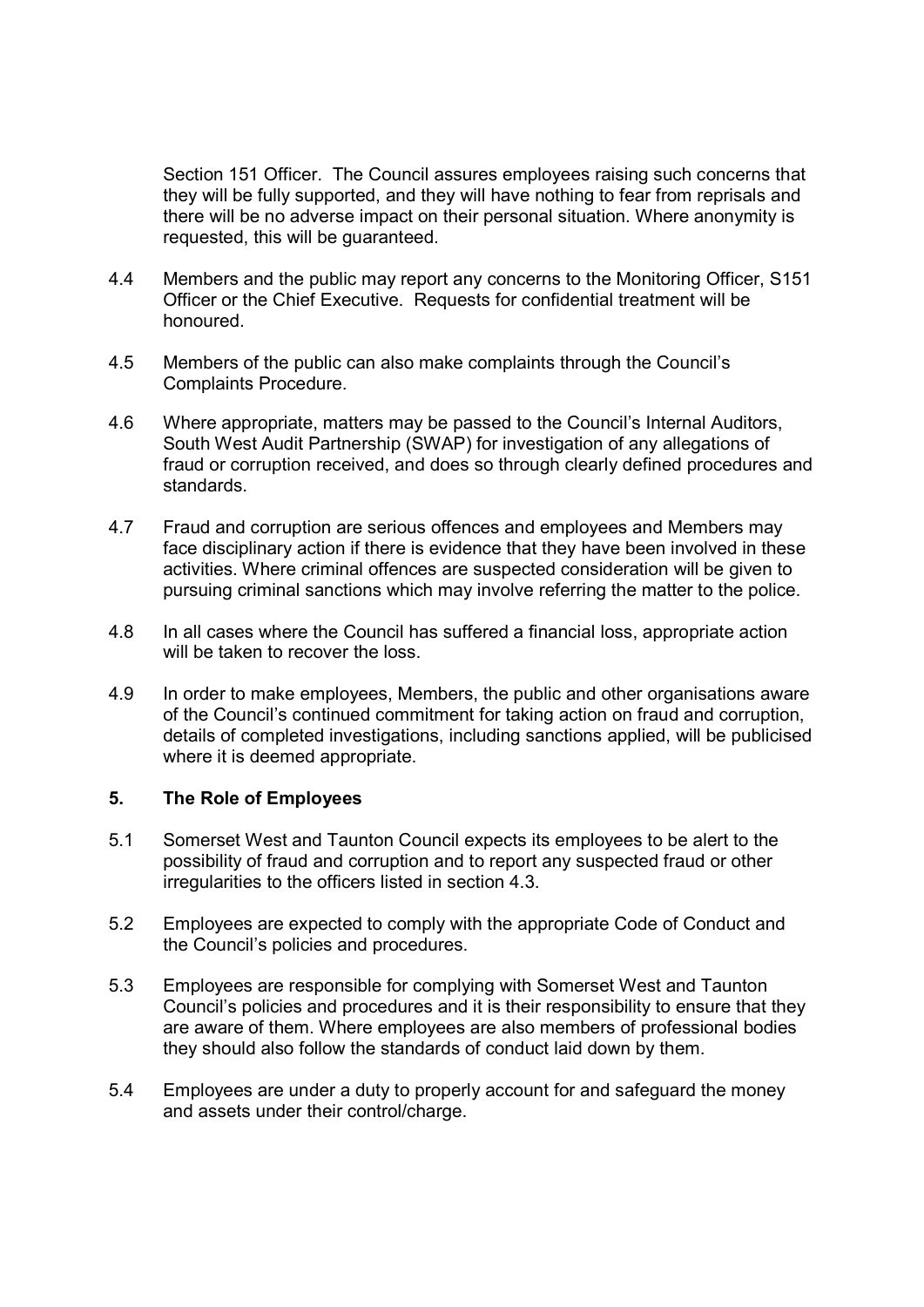Section 151 Officer. The Council assures employees raising such concerns that they will be fully supported, and they will have nothing to fear from reprisals and there will be no adverse impact on their personal situation. Where anonymity is requested, this will be guaranteed.

4.4 Members and the public may report any concerns to the Monitoring Officer, S151 Officer or the Chief Executive. Requests for confidential treatment will be honoured.

4.5 Members of the public can also make complaints through the Council's Complaints Procedure.

4.6 Where appropriate, matters may be passed to the Council's Internal Auditors, South West Audit Partnership (SWAP) for investigation of any allegations of fraud or corruption received, and does so through clearly defined procedures and standards.

4.7 Fraud and corruption are serious offences and employees and Members may face disciplinary action if there is evidence that they have been involved in these activities. Where criminal offences are suspected consideration will be given to pursuing criminal sanctions which may involve referring the matter to the police.

4.8 In all cases where the Council has suffered a financial loss, appropriate action will be taken to recover the loss.

4.9 In order to make employees, Members, the public and other organisations aware of the Council's continued commitment for taking action on fraud and corruption, details of completed investigations, including sanctions applied, will be publicised where it is deemed appropriate.

## 5. The Role of Employees

5.1 Somerset West and Taunton Council expects its employees to be alert to the possibility of fraud and corruption and to report any suspected fraud or other irregularities to the officers listed in section 4.3.

5.2 Employees are expected to comply with the appropriate Code of Conduct and the Council's policies and procedures.

5.3 Employees are responsible for complying with Somerset West and Taunton Council's policies and procedures and it is their responsibility to ensure that they are aware of them. Where employees are also members of professional bodies they should also follow the standards of conduct laid down by them.

5.4 Employees are under a duty to properly account for and safeguard the money and assets under their control/charge.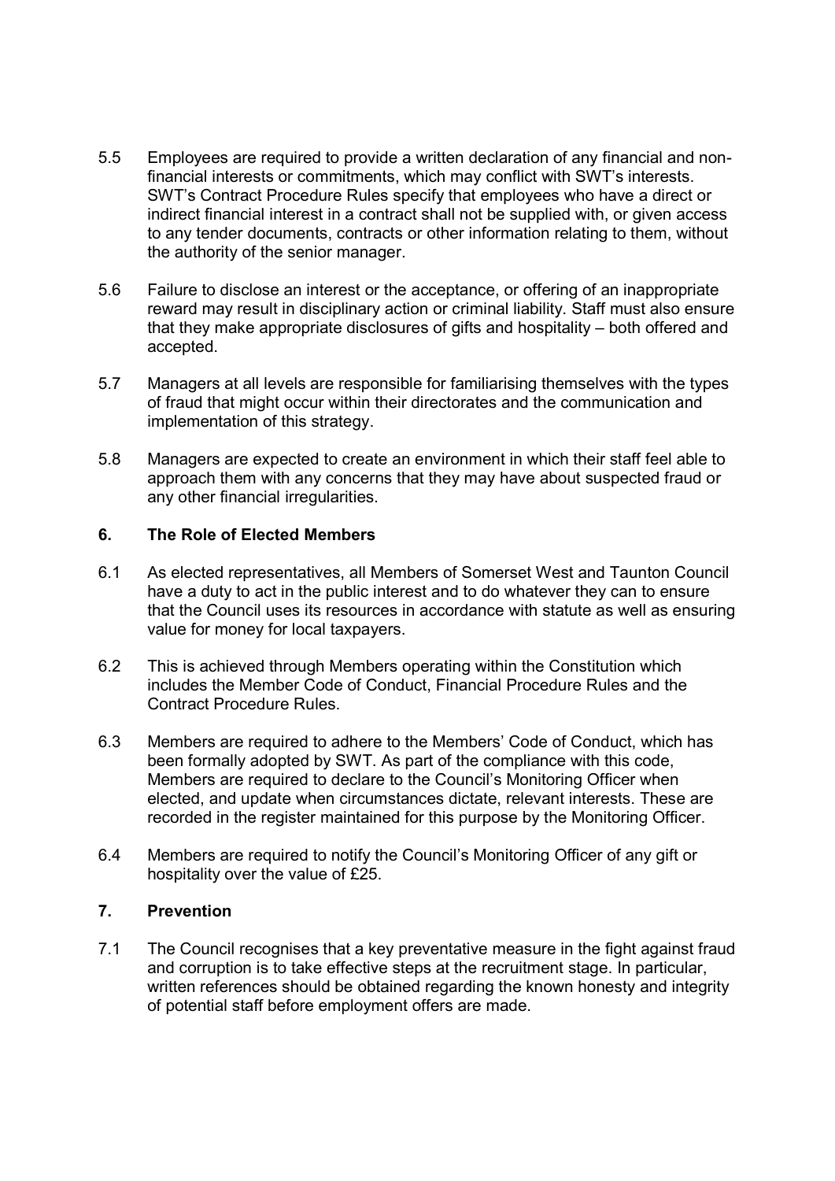5.5 Employees are required to provide a written declaration of any financial and non-financial interests or commitments, which may conflict with SWT's interests. SWT's Contract Procedure Rules specify that employees who have a direct or indirect financial interest in a contract shall not be supplied with, or given access to any tender documents, contracts or other information relating to them, without the authority of the senior manager.

5.6 Failure to disclose an interest or the acceptance, or offering of an inappropriate reward may result in disciplinary action or criminal liability. Staff must also ensure that they make appropriate disclosures of gifts and hospitality – both offered and accepted.

5.7 Managers at all levels are responsible for familiarising themselves with the types of fraud that might occur within their directorates and the communication and implementation of this strategy.

5.8 Managers are expected to create an environment in which their staff feel able to approach them with any concerns that they may have about suspected fraud or any other financial irregularities.

## 6. The Role of Elected Members

6.1 As elected representatives, all Members of Somerset West and Taunton Council have a duty to act in the public interest and to do whatever they can to ensure that the Council uses its resources in accordance with statute as well as ensuring value for money for local taxpayers.

6.2 This is achieved through Members operating within the Constitution which includes the Member Code of Conduct, Financial Procedure Rules and the Contract Procedure Rules.

6.3 Members are required to adhere to the Members' Code of Conduct, which has been formally adopted by SWT. As part of the compliance with this code, Members are required to declare to the Council's Monitoring Officer when elected, and update when circumstances dictate, relevant interests. These are recorded in the register maintained for this purpose by the Monitoring Officer.

6.4 Members are required to notify the Council's Monitoring Officer of any gift or hospitality over the value of £25.

## 7. Prevention

7.1 The Council recognises that a key preventative measure in the fight against fraud and corruption is to take effective steps at the recruitment stage. In particular, written references should be obtained regarding the known honesty and integrity of potential staff before employment offers are made.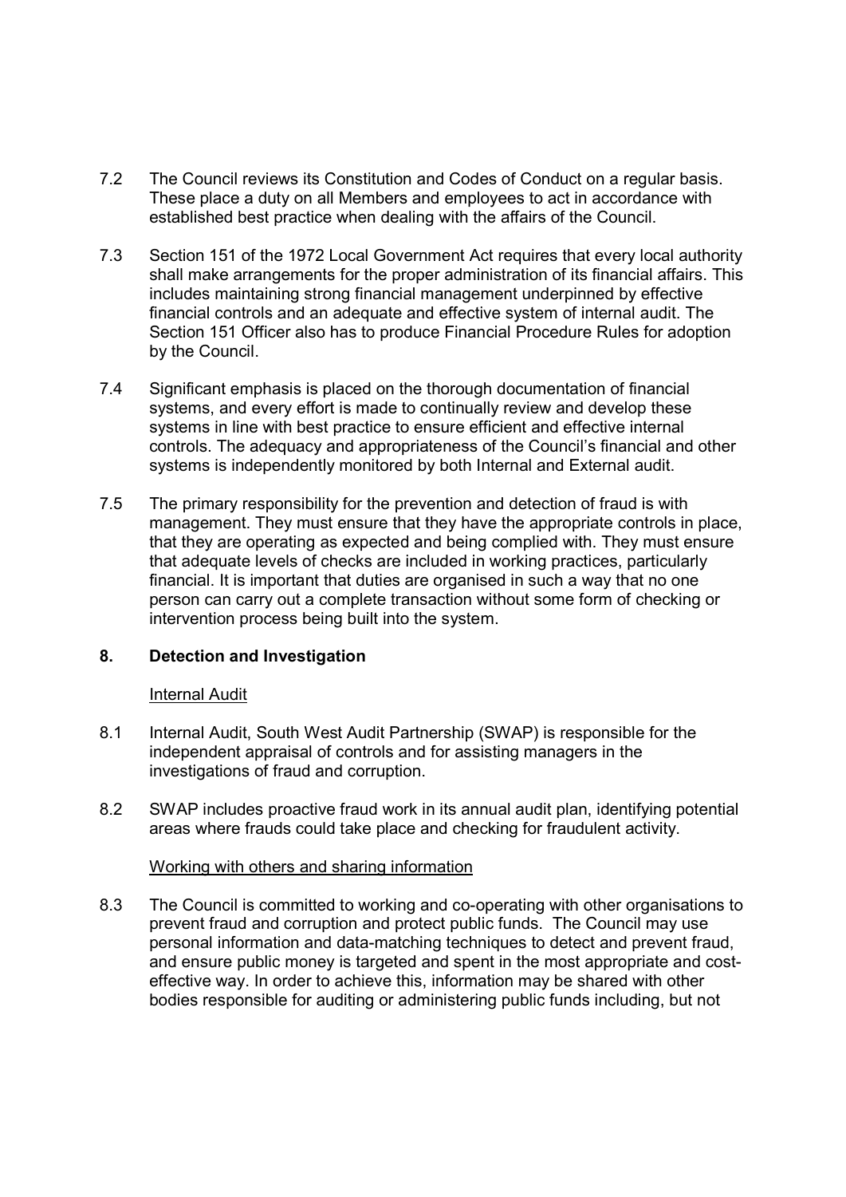7.2 The Council reviews its Constitution and Codes of Conduct on a regular basis. These place a duty on all Members and employees to act in accordance with established best practice when dealing with the affairs of the Council.

7.3 Section 151 of the 1972 Local Government Act requires that every local authority shall make arrangements for the proper administration of its financial affairs. This includes maintaining strong financial management underpinned by effective financial controls and an adequate and effective system of internal audit. The Section 151 Officer also has to produce Financial Procedure Rules for adoption by the Council.

7.4 Significant emphasis is placed on the thorough documentation of financial systems, and every effort is made to continually review and develop these systems in line with best practice to ensure efficient and effective internal controls. The adequacy and appropriateness of the Council's financial and other systems is independently monitored by both Internal and External audit.

7.5 The primary responsibility for the prevention and detection of fraud is with management. They must ensure that they have the appropriate controls in place, that they are operating as expected and being complied with. They must ensure that adequate levels of checks are included in working practices, particularly financial. It is important that duties are organised in such a way that no one person can carry out a complete transaction without some form of checking or intervention process being built into the system.

## 8. Detection and Investigation

Internal Audit

8.1 Internal Audit, South West Audit Partnership (SWAP) is responsible for the independent appraisal of controls and for assisting managers in the investigations of fraud and corruption.

8.2 SWAP includes proactive fraud work in its annual audit plan, identifying potential areas where frauds could take place and checking for fraudulent activity.

Working with others and sharing information

8.3 The Council is committed to working and co-operating with other organisations to prevent fraud and corruption and protect public funds. The Council may use personal information and data-matching techniques to detect and prevent fraud, and ensure public money is targeted and spent in the most appropriate and cost-effective way. In order to achieve this, information may be shared with other bodies responsible for auditing or administering public funds including, but not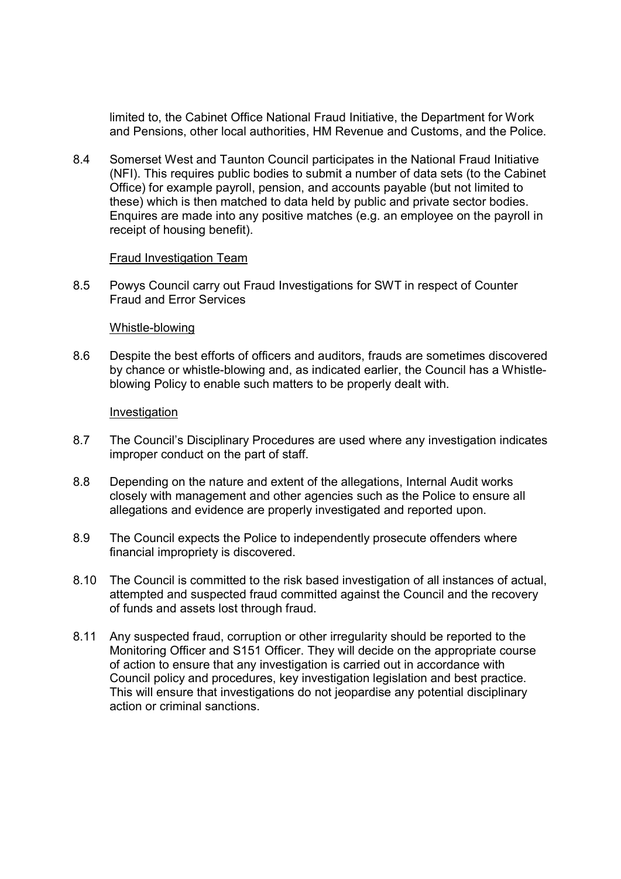limited to, the Cabinet Office National Fraud Initiative, the Department for Work and Pensions, other local authorities, HM Revenue and Customs, and the Police.

8.4 Somerset West and Taunton Council participates in the National Fraud Initiative (NFI). This requires public bodies to submit a number of data sets (to the Cabinet Office) for example payroll, pension, and accounts payable (but not limited to these) which is then matched to data held by public and private sector bodies. Enquires are made into any positive matches (e.g. an employee on the payroll in receipt of housing benefit).

Fraud Investigation Team

8.5 Powys Council carry out Fraud Investigations for SWT in respect of Counter Fraud and Error Services

Whistle-blowing

8.6 Despite the best efforts of officers and auditors, frauds are sometimes discovered by chance or whistle-blowing and, as indicated earlier, the Council has a Whistle-blowing Policy to enable such matters to be properly dealt with.

Investigation

8.7 The Council's Disciplinary Procedures are used where any investigation indicates improper conduct on the part of staff.

8.8 Depending on the nature and extent of the allegations, Internal Audit works closely with management and other agencies such as the Police to ensure all allegations and evidence are properly investigated and reported upon.

8.9 The Council expects the Police to independently prosecute offenders where financial impropriety is discovered.

8.10 The Council is committed to the risk based investigation of all instances of actual, attempted and suspected fraud committed against the Council and the recovery of funds and assets lost through fraud.

8.11 Any suspected fraud, corruption or other irregularity should be reported to the Monitoring Officer and S151 Officer. They will decide on the appropriate course of action to ensure that any investigation is carried out in accordance with Council policy and procedures, key investigation legislation and best practice. This will ensure that investigations do not jeopardise any potential disciplinary action or criminal sanctions.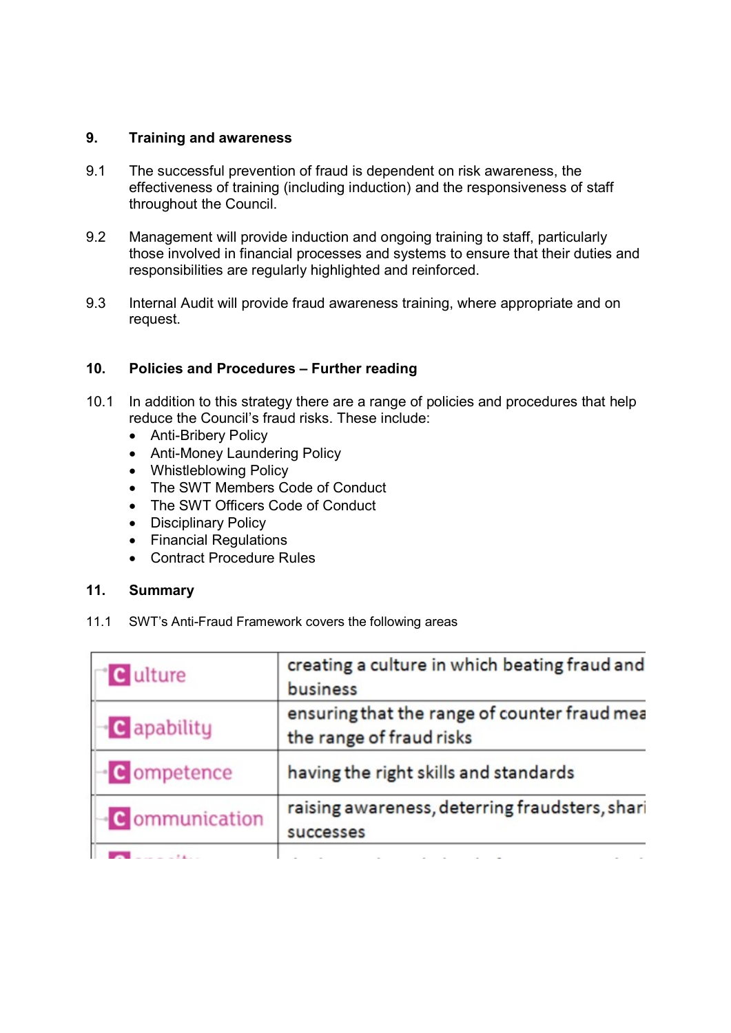## 9. Training and awareness

9.1 The successful prevention of fraud is dependent on risk awareness, the effectiveness of training (including induction) and the responsiveness of staff throughout the Council.

9.2 Management will provide induction and ongoing training to staff, particularly those involved in financial processes and systems to ensure that their duties and responsibilities are regularly highlighted and reinforced.

9.3 Internal Audit will provide fraud awareness training, where appropriate and on request.

## 10. Policies and Procedures – Further reading

10.1 In addition to this strategy there are a range of policies and procedures that help reduce the Council's fraud risks. These include:

- Anti-Bribery Policy
- Anti-Money Laundering Policy
- Whistleblowing Policy
- The SWT Members Code of Conduct
- The SWT Officers Code of Conduct
- Disciplinary Policy
- Financial Regulations
- Contract Procedure Rules

## 11. Summary

11.1 SWT's Anti-Fraud Framework covers the following areas

| | |
|---|---|
| Culture | creating a culture in which beating fraud and business |
| Capability | ensuring that the range of counter fraud mea the range of fraud risks |
| Competence | having the right skills and standards |
| Communication | raising awareness, deterring fraudsters, shari successes |
| Capacity | |